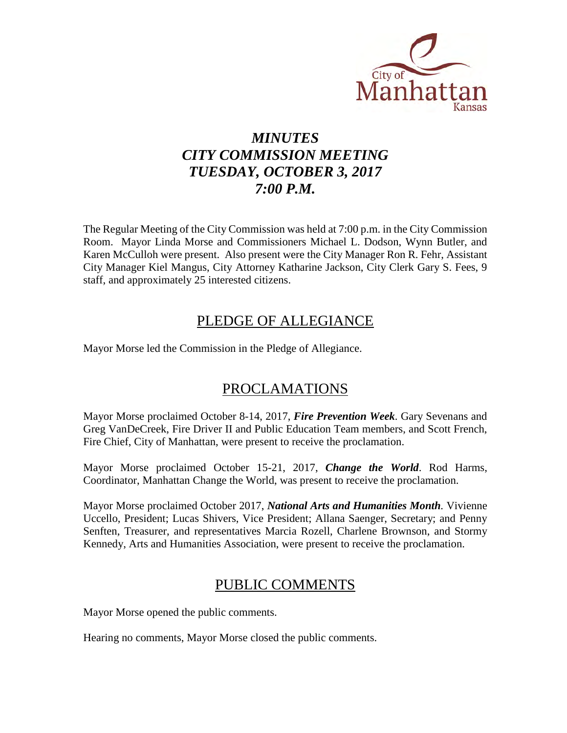City of Manhattan Kansas

# *MINUTES*
# *CITY COMMISSION MEETING*
# *TUESDAY, OCTOBER 3, 2017*
# *7:00 P.M.*

The Regular Meeting of the City Commission was held at 7:00 p.m. in the City Commission Room. Mayor Linda Morse and Commissioners Michael L. Dodson, Wynn Butler, and Karen McCulloh were present. Also present were the City Manager Ron R. Fehr, Assistant City Manager Kiel Mangus, City Attorney Katharine Jackson, City Clerk Gary S. Fees, 9 staff, and approximately 25 interested citizens.

## PLEDGE OF ALLEGIANCE

Mayor Morse led the Commission in the Pledge of Allegiance.

## PROCLAMATIONS

Mayor Morse proclaimed October 8-14, 2017, ***Fire Prevention Week***. Gary Sevenans and Greg VanDeCreek, Fire Driver II and Public Education Team members, and Scott French, Fire Chief, City of Manhattan, were present to receive the proclamation.

Mayor Morse proclaimed October 15-21, 2017, ***Change the World***. Rod Harms, Coordinator, Manhattan Change the World, was present to receive the proclamation.

Mayor Morse proclaimed October 2017, ***National Arts and Humanities Month***. Vivienne Uccello, President; Lucas Shivers, Vice President; Allana Saenger, Secretary; and Penny Senften, Treasurer, and representatives Marcia Rozell, Charlene Brownson, and Stormy Kennedy, Arts and Humanities Association, were present to receive the proclamation.

## PUBLIC COMMENTS

Mayor Morse opened the public comments.

Hearing no comments, Mayor Morse closed the public comments.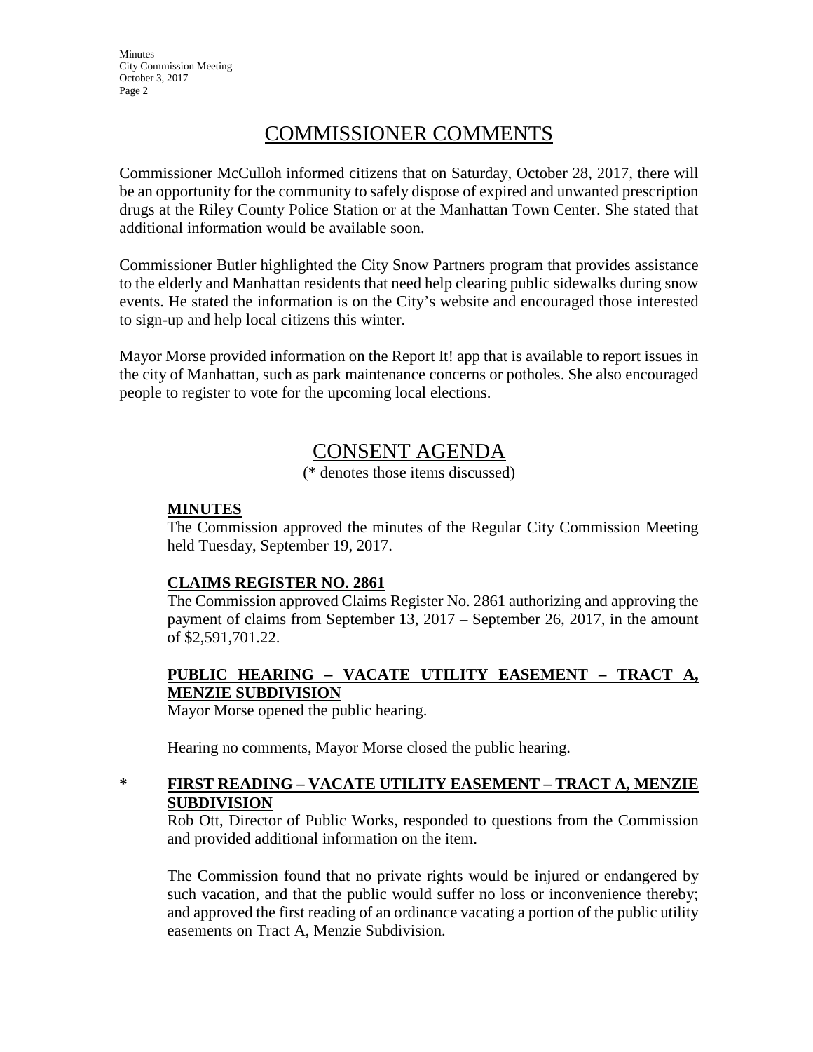# COMMISSIONER COMMENTS

Commissioner McCulloh informed citizens that on Saturday, October 28, 2017, there will be an opportunity for the community to safely dispose of expired and unwanted prescription drugs at the Riley County Police Station or at the Manhattan Town Center. She stated that additional information would be available soon.

Commissioner Butler highlighted the City Snow Partners program that provides assistance to the elderly and Manhattan residents that need help clearing public sidewalks during snow events. He stated the information is on the City's website and encouraged those interested to sign-up and help local citizens this winter.

Mayor Morse provided information on the Report It! app that is available to report issues in the city of Manhattan, such as park maintenance concerns or potholes. She also encouraged people to register to vote for the upcoming local elections.

# CONSENT AGENDA

(* denotes those items discussed)

**MINUTES**

The Commission approved the minutes of the Regular City Commission Meeting held Tuesday, September 19, 2017.

**CLAIMS REGISTER NO. 2861**

The Commission approved Claims Register No. 2861 authorizing and approving the payment of claims from September 13, 2017 – September 26, 2017, in the amount of $2,591,701.22.

**PUBLIC HEARING – VACATE UTILITY EASEMENT – TRACT A, MENZIE SUBDIVISION**

Mayor Morse opened the public hearing.

Hearing no comments, Mayor Morse closed the public hearing.

\* **FIRST READING – VACATE UTILITY EASEMENT – TRACT A, MENZIE SUBDIVISION**

Rob Ott, Director of Public Works, responded to questions from the Commission and provided additional information on the item.

The Commission found that no private rights would be injured or endangered by such vacation, and that the public would suffer no loss or inconvenience thereby; and approved the first reading of an ordinance vacating a portion of the public utility easements on Tract A, Menzie Subdivision.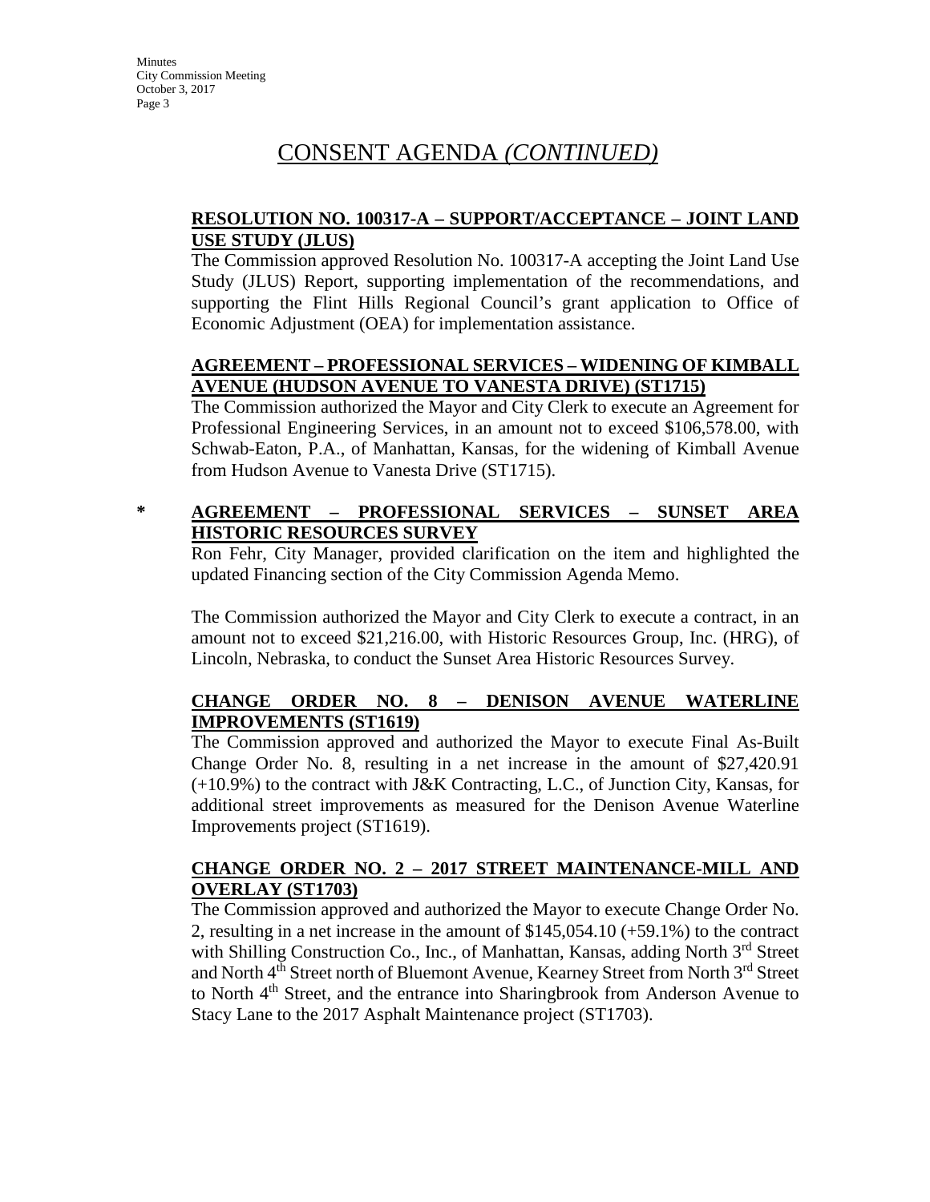# CONSENT AGENDA *(CONTINUED)*

**RESOLUTION NO. 100317-A – SUPPORT/ACCEPTANCE – JOINT LAND USE STUDY (JLUS)**

The Commission approved Resolution No. 100317-A accepting the Joint Land Use Study (JLUS) Report, supporting implementation of the recommendations, and supporting the Flint Hills Regional Council's grant application to Office of Economic Adjustment (OEA) for implementation assistance.

**AGREEMENT – PROFESSIONAL SERVICES – WIDENING OF KIMBALL AVENUE (HUDSON AVENUE TO VANESTA DRIVE) (ST1715)**

The Commission authorized the Mayor and City Clerk to execute an Agreement for Professional Engineering Services, in an amount not to exceed $106,578.00, with Schwab-Eaton, P.A., of Manhattan, Kansas, for the widening of Kimball Avenue from Hudson Avenue to Vanesta Drive (ST1715).

\* **AGREEMENT – PROFESSIONAL SERVICES – SUNSET AREA HISTORIC RESOURCES SURVEY**

Ron Fehr, City Manager, provided clarification on the item and highlighted the updated Financing section of the City Commission Agenda Memo.

The Commission authorized the Mayor and City Clerk to execute a contract, in an amount not to exceed $21,216.00, with Historic Resources Group, Inc. (HRG), of Lincoln, Nebraska, to conduct the Sunset Area Historic Resources Survey.

**CHANGE ORDER NO. 8 – DENISON AVENUE WATERLINE IMPROVEMENTS (ST1619)**

The Commission approved and authorized the Mayor to execute Final As-Built Change Order No. 8, resulting in a net increase in the amount of $27,420.91 (+10.9%) to the contract with J&K Contracting, L.C., of Junction City, Kansas, for additional street improvements as measured for the Denison Avenue Waterline Improvements project (ST1619).

**CHANGE ORDER NO. 2 – 2017 STREET MAINTENANCE-MILL AND OVERLAY (ST1703)**

The Commission approved and authorized the Mayor to execute Change Order No. 2, resulting in a net increase in the amount of $145,054.10 (+59.1%) to the contract with Shilling Construction Co., Inc., of Manhattan, Kansas, adding North 3rd Street and North 4th Street north of Bluemont Avenue, Kearney Street from North 3rd Street to North 4th Street, and the entrance into Sharingbrook from Anderson Avenue to Stacy Lane to the 2017 Asphalt Maintenance project (ST1703).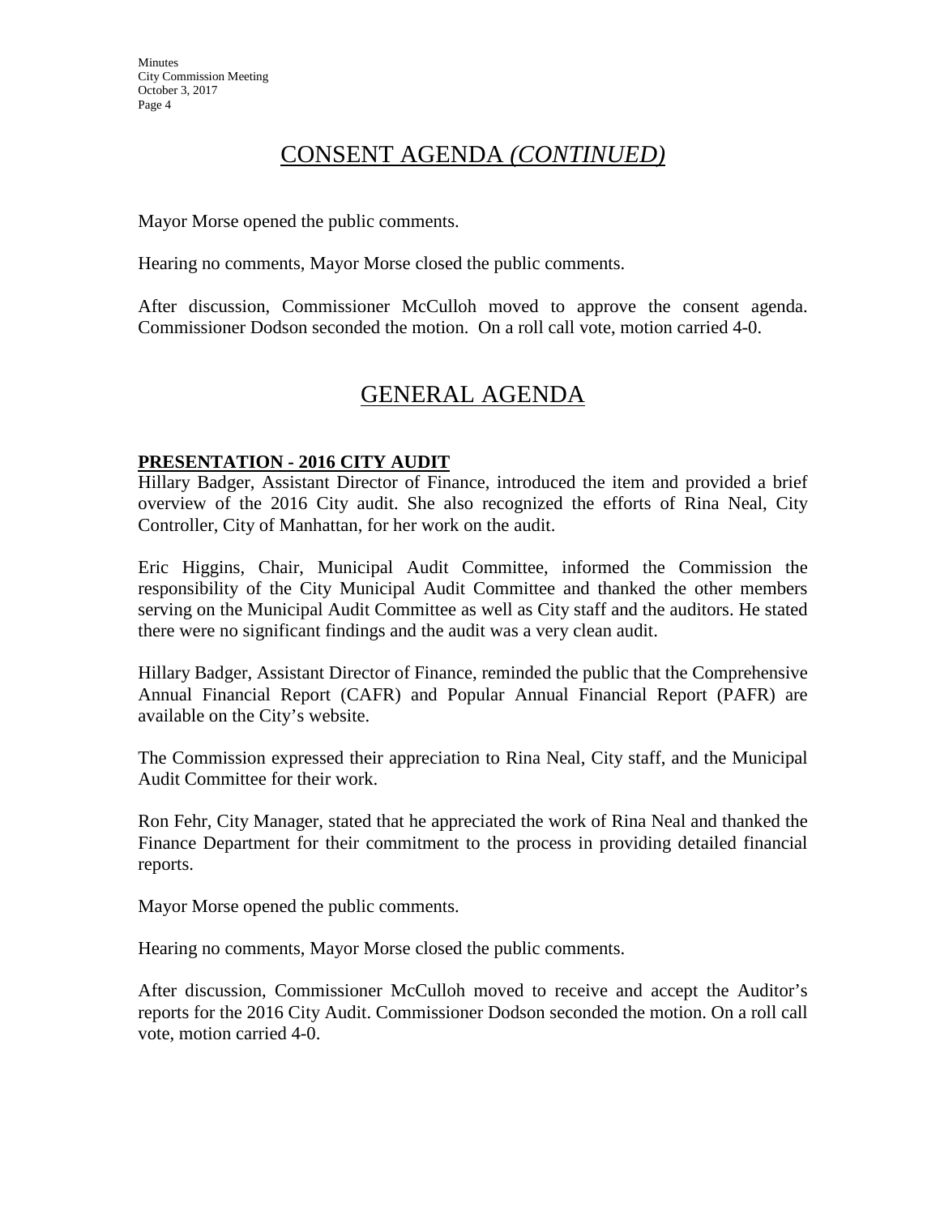## CONSENT AGENDA *(CONTINUED)*

Mayor Morse opened the public comments.

Hearing no comments, Mayor Morse closed the public comments.

After discussion, Commissioner McCulloh moved to approve the consent agenda. Commissioner Dodson seconded the motion. On a roll call vote, motion carried 4-0.

## GENERAL AGENDA

**PRESENTATION - 2016 CITY AUDIT**

Hillary Badger, Assistant Director of Finance, introduced the item and provided a brief overview of the 2016 City audit. She also recognized the efforts of Rina Neal, City Controller, City of Manhattan, for her work on the audit.

Eric Higgins, Chair, Municipal Audit Committee, informed the Commission the responsibility of the City Municipal Audit Committee and thanked the other members serving on the Municipal Audit Committee as well as City staff and the auditors. He stated there were no significant findings and the audit was a very clean audit.

Hillary Badger, Assistant Director of Finance, reminded the public that the Comprehensive Annual Financial Report (CAFR) and Popular Annual Financial Report (PAFR) are available on the City's website.

The Commission expressed their appreciation to Rina Neal, City staff, and the Municipal Audit Committee for their work.

Ron Fehr, City Manager, stated that he appreciated the work of Rina Neal and thanked the Finance Department for their commitment to the process in providing detailed financial reports.

Mayor Morse opened the public comments.

Hearing no comments, Mayor Morse closed the public comments.

After discussion, Commissioner McCulloh moved to receive and accept the Auditor's reports for the 2016 City Audit. Commissioner Dodson seconded the motion. On a roll call vote, motion carried 4-0.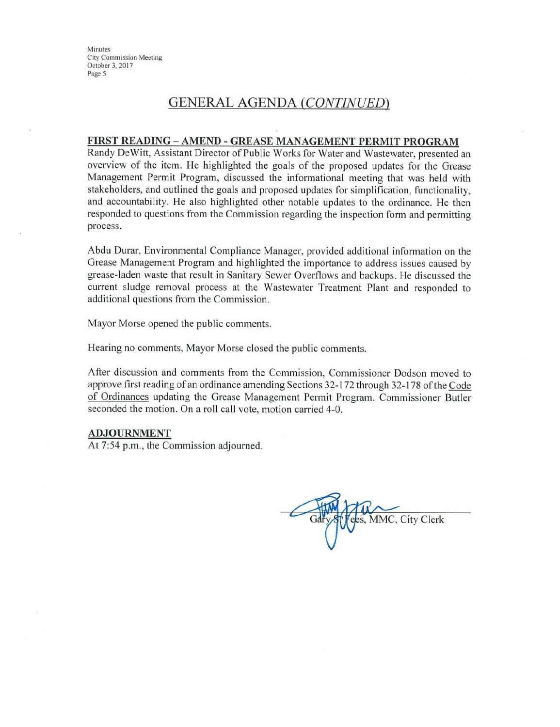## GENERAL AGENDA *(CONTINUED)*

**FIRST READING – AMEND - GREASE MANAGEMENT PERMIT PROGRAM**

Randy DeWitt, Assistant Director of Public Works for Water and Wastewater, presented an overview of the item. He highlighted the goals of the proposed updates for the Grease Management Permit Program, discussed the informational meeting that was held with stakeholders, and outlined the goals and proposed updates for simplification, functionality, and accountability. He also highlighted other notable updates to the ordinance. He then responded to questions from the Commission regarding the inspection form and permitting process.

Abdu Durar, Environmental Compliance Manager, provided additional information on the Grease Management Program and highlighted the importance to address issues caused by grease-laden waste that result in Sanitary Sewer Overflows and backups. He discussed the current sludge removal process at the Wastewater Treatment Plant and responded to additional questions from the Commission.

Mayor Morse opened the public comments.

Hearing no comments, Mayor Morse closed the public comments.

After discussion and comments from the Commission, Commissioner Dodson moved to approve first reading of an ordinance amending Sections 32-172 through 32-178 of the Code of Ordinances updating the Grease Management Permit Program. Commissioner Butler seconded the motion. On a roll call vote, motion carried 4-0.

**ADJOURNMENT**

At 7:54 p.m., the Commission adjourned.

Gary S. Fees, MMC, City Clerk